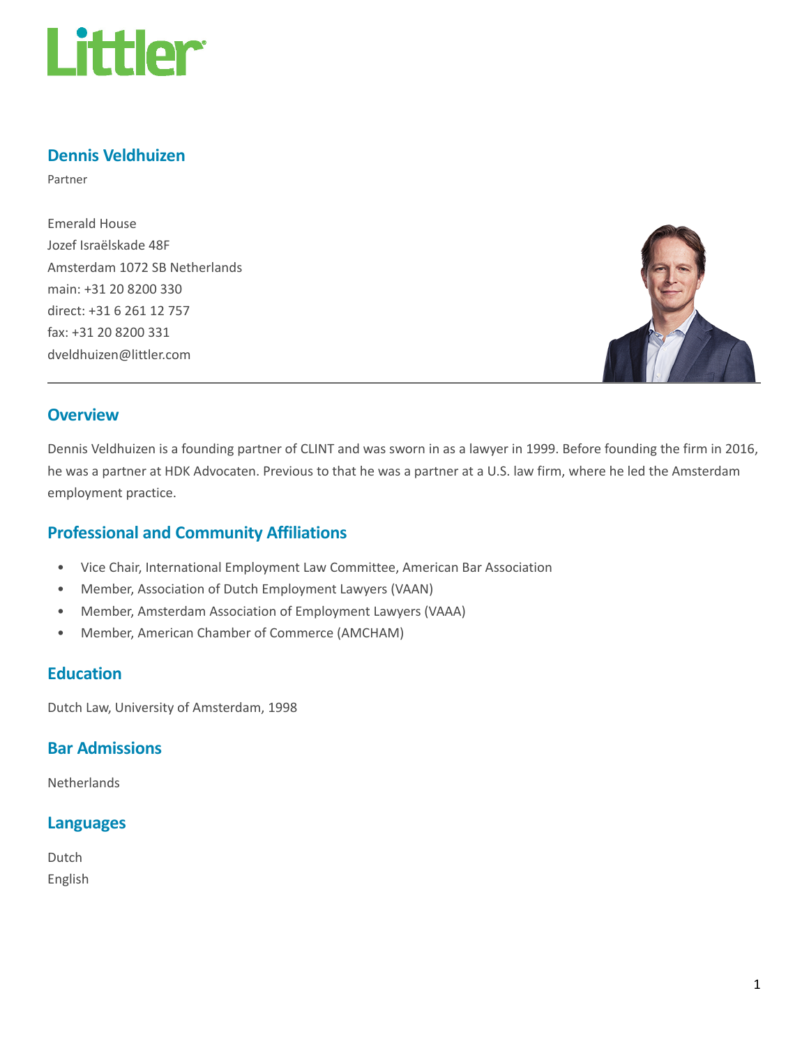## Dennis Veldhuizen

Partner

Emerald House
Jozef Israëlskade 48F
Amsterdam 1072 SB Netherlands
main: +31 20 8200 330
direct: +31 6 261 12 757
fax: +31 20 8200 331
dveldhuizen@littler.com

## Overview

Dennis Veldhuizen is a founding partner of CLINT and was sworn in as a lawyer in 1999. Before founding the firm in 2016, he was a partner at HDK Advocaten. Previous to that he was a partner at a U.S. law firm, where he led the Amsterdam employment practice.

## Professional and Community Affiliations

- Vice Chair, International Employment Law Committee, American Bar Association
- Member, Association of Dutch Employment Lawyers (VAAN)
- Member, Amsterdam Association of Employment Lawyers (VAAA)
- Member, American Chamber of Commerce (AMCHAM)

## Education

Dutch Law, University of Amsterdam, 1998

## Bar Admissions

Netherlands

## Languages

Dutch
English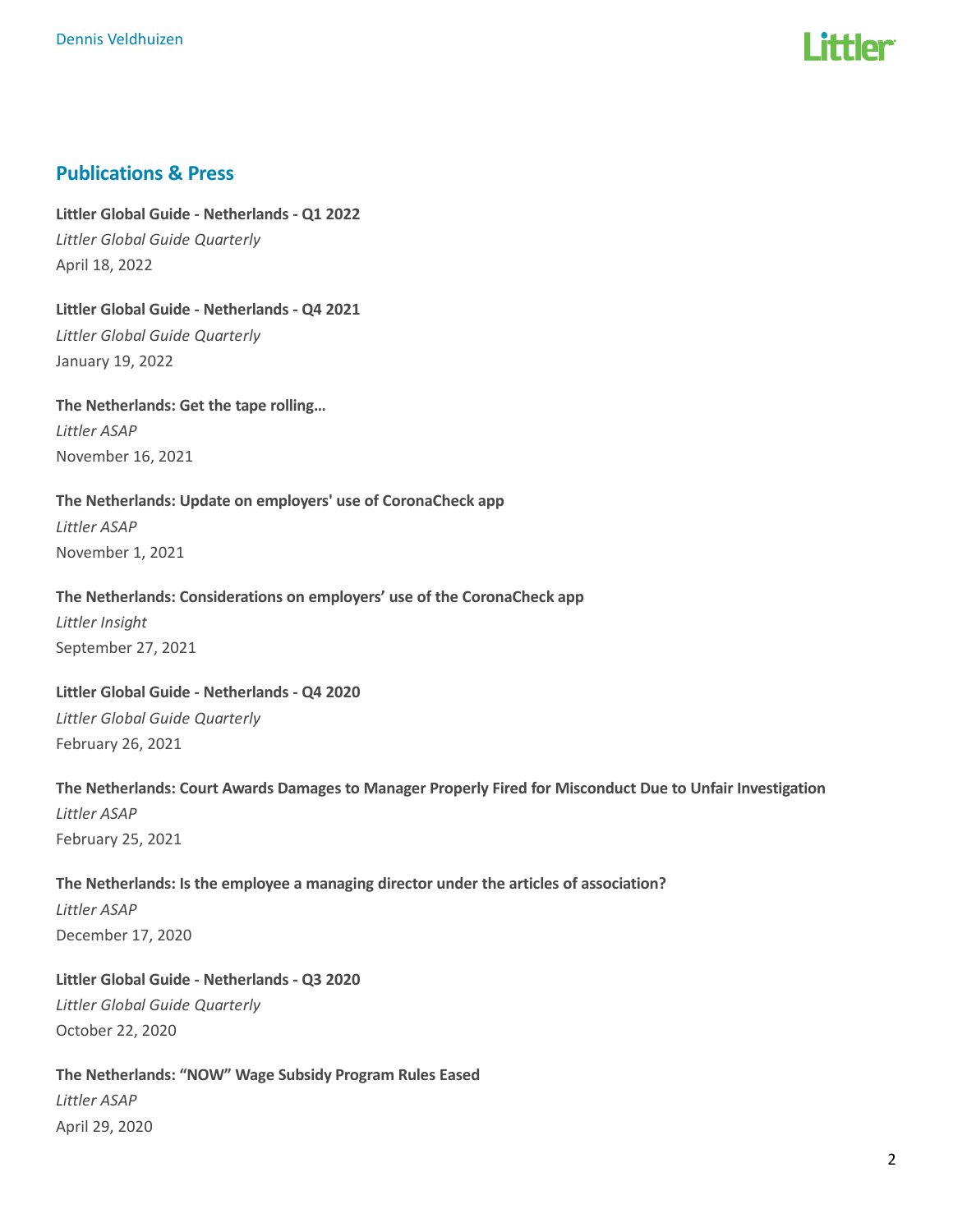## Publications & Press

**Littler Global Guide - Netherlands - Q1 2022**
*Littler Global Guide Quarterly*
April 18, 2022

**Littler Global Guide - Netherlands - Q4 2021**
*Littler Global Guide Quarterly*
January 19, 2022

**The Netherlands: Get the tape rolling…**
*Littler ASAP*
November 16, 2021

**The Netherlands: Update on employers' use of CoronaCheck app**
*Littler ASAP*
November 1, 2021

**The Netherlands: Considerations on employers' use of the CoronaCheck app**
*Littler Insight*
September 27, 2021

**Littler Global Guide - Netherlands - Q4 2020**
*Littler Global Guide Quarterly*
February 26, 2021

**The Netherlands: Court Awards Damages to Manager Properly Fired for Misconduct Due to Unfair Investigation**
*Littler ASAP*
February 25, 2021

**The Netherlands: Is the employee a managing director under the articles of association?**
*Littler ASAP*
December 17, 2020

**Littler Global Guide - Netherlands - Q3 2020**
*Littler Global Guide Quarterly*
October 22, 2020

**The Netherlands: "NOW" Wage Subsidy Program Rules Eased**
*Littler ASAP*
April 29, 2020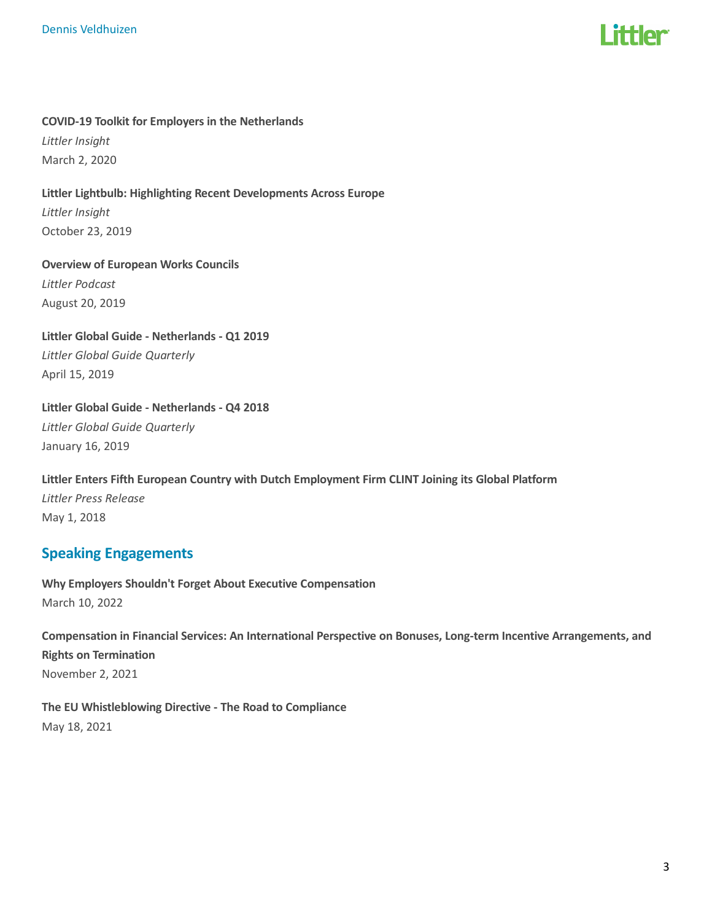**COVID-19 Toolkit for Employers in the Netherlands**
*Littler Insight*
March 2, 2020

**Littler Lightbulb: Highlighting Recent Developments Across Europe**
*Littler Insight*
October 23, 2019

**Overview of European Works Councils**
*Littler Podcast*
August 20, 2019

**Littler Global Guide - Netherlands - Q1 2019**
*Littler Global Guide Quarterly*
April 15, 2019

**Littler Global Guide - Netherlands - Q4 2018**
*Littler Global Guide Quarterly*
January 16, 2019

**Littler Enters Fifth European Country with Dutch Employment Firm CLINT Joining its Global Platform**
*Littler Press Release*
May 1, 2018

## Speaking Engagements

**Why Employers Shouldn't Forget About Executive Compensation**
March 10, 2022

**Compensation in Financial Services: An International Perspective on Bonuses, Long-term Incentive Arrangements, and Rights on Termination**
November 2, 2021

**The EU Whistleblowing Directive - The Road to Compliance**
May 18, 2021